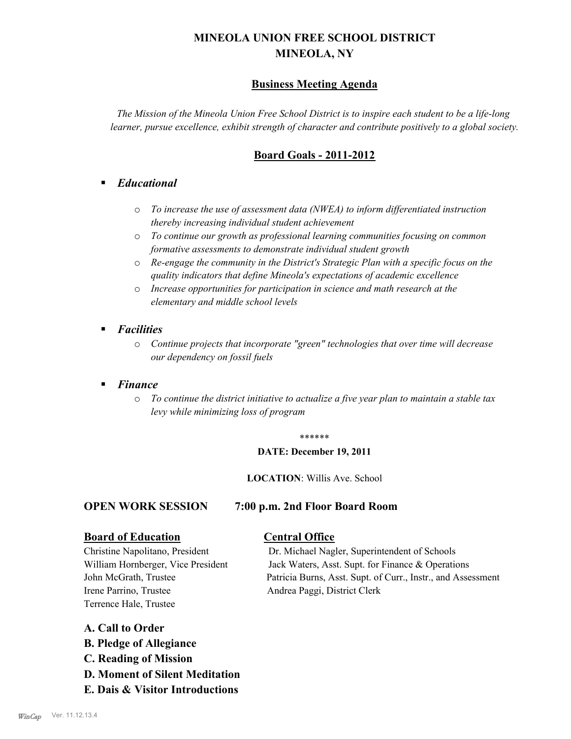# MINEOLA UNION FREE SCHOOL DISTRICT
# MINEOLA, NY

## Business Meeting Agenda

*The Mission of the Mineola Union Free School District is to inspire each student to be a life-long learner, pursue excellence, exhibit strength of character and contribute positively to a global society.*

## Board Goals - 2011-2012

- ***Educational***
  - *To increase the use of assessment data (NWEA) to inform differentiated instruction thereby increasing individual student achievement*
  - *To continue our growth as professional learning communities focusing on common formative assessments to demonstrate individual student growth*
  - *Re-engage the community in the District's Strategic Plan with a specific focus on the quality indicators that define Mineola's expectations of academic excellence*
  - *Increase opportunities for participation in science and math research at the elementary and middle school levels*
- ***Facilities***
  - *Continue projects that incorporate "green" technologies that over time will decrease our dependency on fossil fuels*
- ***Finance***
  - *To continue the district initiative to actualize a five year plan to maintain a stable tax levy while minimizing loss of program*

******

**DATE: December 19, 2011**

**LOCATION**: Willis Ave. School

### OPEN WORK SESSION 7:00 p.m. 2nd Floor Board Room

**Board of Education**

Christine Napolitano, President
William Hornberger, Vice President
John McGrath, Trustee
Irene Parrino, Trustee
Terrence Hale, Trustee

**Central Office**

Dr. Michael Nagler, Superintendent of Schools
Jack Waters, Asst. Supt. for Finance & Operations
Patricia Burns, Asst. Supt. of Curr., Instr., and Assessment
Andrea Paggi, District Clerk

**A. Call to Order**
**B. Pledge of Allegiance**
**C. Reading of Mission**
**D. Moment of Silent Meditation**
**E. Dais & Visitor Introductions**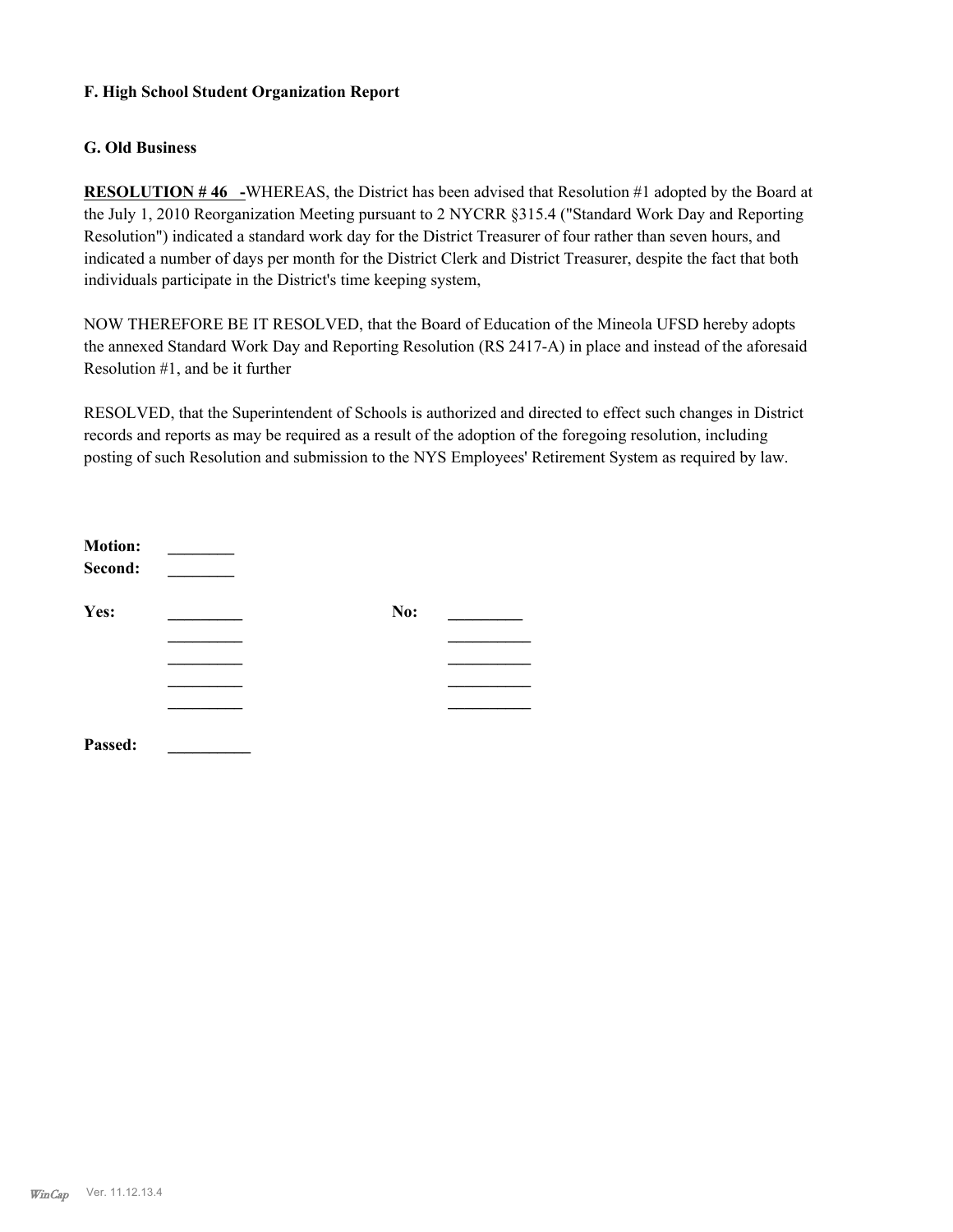**F. High School Student Organization Report**

**G. Old Business**

**RESOLUTION # 46 -**WHEREAS, the District has been advised that Resolution #1 adopted by the Board at the July 1, 2010 Reorganization Meeting pursuant to 2 NYCRR §315.4 ("Standard Work Day and Reporting Resolution") indicated a standard work day for the District Treasurer of four rather than seven hours, and indicated a number of days per month for the District Clerk and District Treasurer, despite the fact that both individuals participate in the District's time keeping system,

NOW THEREFORE BE IT RESOLVED, that the Board of Education of the Mineola UFSD hereby adopts the annexed Standard Work Day and Reporting Resolution (RS 2417-A) in place and instead of the aforesaid Resolution #1, and be it further

RESOLVED, that the Superintendent of Schools is authorized and directed to effect such changes in District records and reports as may be required as a result of the adoption of the foregoing resolution, including posting of such Resolution and submission to the NYS Employees' Retirement System as required by law.

**Motion:** ________
**Second:** ________

| **Yes:** | _________ | **No:** | _________ |
|---|---|---|---|
| | _________ | | __________ |
| | _________ | | __________ |
| | _________ | | __________ |
| | _________ | | __________ |

**Passed:** __________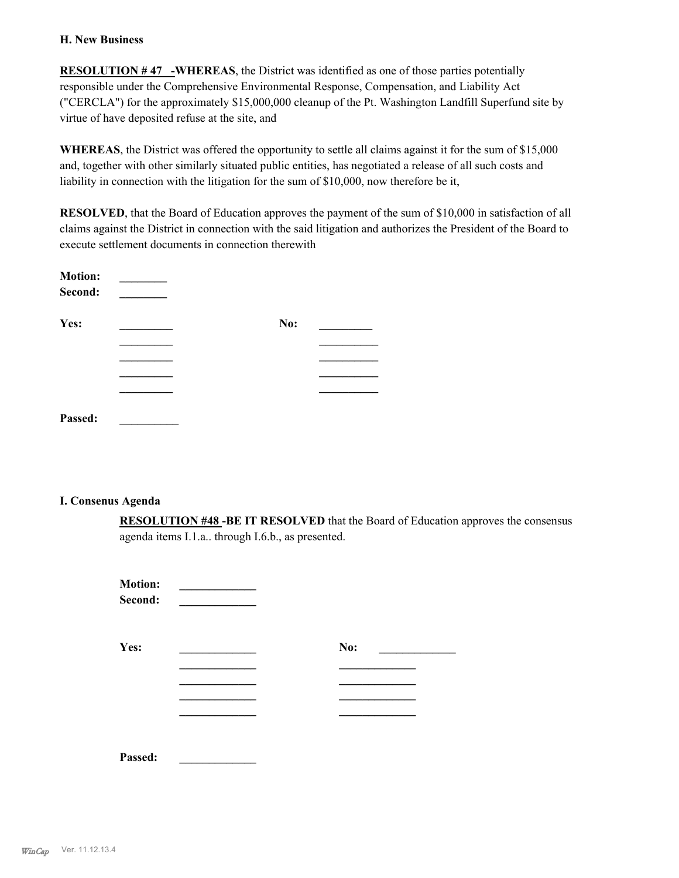## H. New Business

**RESOLUTION # 47 -WHEREAS**, the District was identified as one of those parties potentially responsible under the Comprehensive Environmental Response, Compensation, and Liability Act ("CERCLA") for the approximately $15,000,000 cleanup of the Pt. Washington Landfill Superfund site by virtue of have deposited refuse at the site, and

**WHEREAS**, the District was offered the opportunity to settle all claims against it for the sum of $15,000 and, together with other similarly situated public entities, has negotiated a release of all such costs and liability in connection with the litigation for the sum of $10,000, now therefore be it,

**RESOLVED**, that the Board of Education approves the payment of the sum of $10,000 in satisfaction of all claims against the District in connection with the said litigation and authorizes the President of the Board to execute settlement documents in connection therewith

**Motion:** ________
**Second:** ________

**Yes:** _________ **No:** _________
_________ _________
_________ _________
_________ _________
_________ _________

**Passed:** __________

## I. Consenus Agenda

**RESOLUTION #48 -BE IT RESOLVED** that the Board of Education approves the consensus agenda items I.1.a.. through I.6.b., as presented.

**Motion:** _____________
**Second:** _____________

**Yes:** _____________ **No:** _____________
_____________ _____________
_____________ _____________
_____________ _____________
_____________ _____________

**Passed:** _____________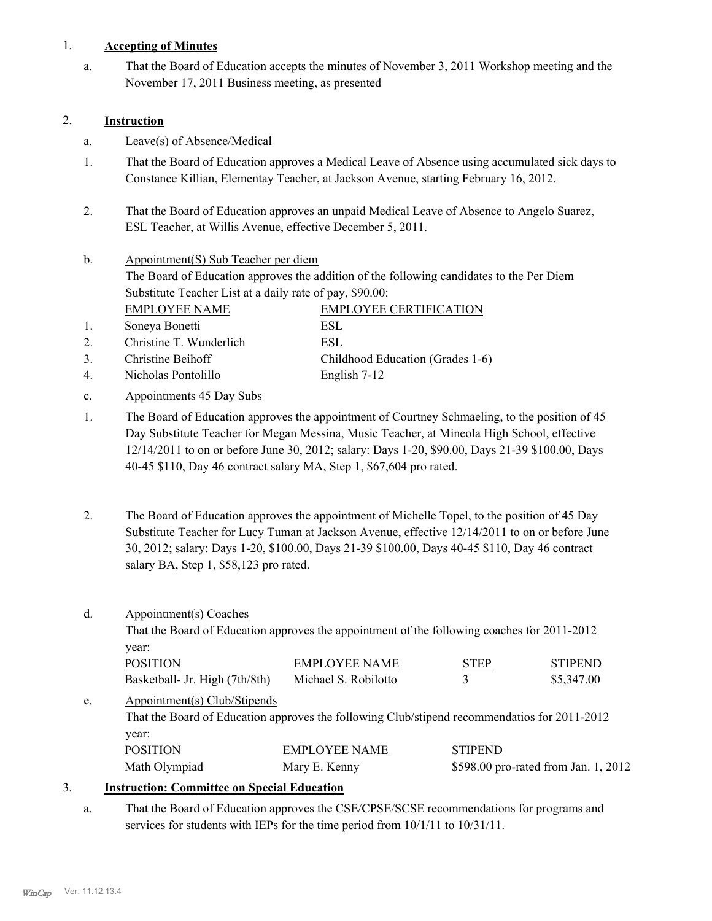1. **Accepting of Minutes**

   a. That the Board of Education accepts the minutes of November 3, 2011 Workshop meeting and the November 17, 2011 Business meeting, as presented

2. **Instruction**

   a. Leave(s) of Absence/Medical

   1. That the Board of Education approves a Medical Leave of Absence using accumulated sick days to Constance Killian, Elementay Teacher, at Jackson Avenue, starting February 16, 2012.

   2. That the Board of Education approves an unpaid Medical Leave of Absence to Angelo Suarez, ESL Teacher, at Willis Avenue, effective December 5, 2011.

   b. Appointment(S) Sub Teacher per diem

   The Board of Education approves the addition of the following candidates to the Per Diem Substitute Teacher List at a daily rate of pay, $90.00:

| | EMPLOYEE NAME | EMPLOYEE CERTIFICATION |
|---|---|---|
| 1. | Soneya Bonetti | ESL |
| 2. | Christine T. Wunderlich | ESL |
| 3. | Christine Beihoff | Childhood Education (Grades 1-6) |
| 4. | Nicholas Pontolillo | English 7-12 |

   c. Appointments 45 Day Subs

   1. The Board of Education approves the appointment of Courtney Schmaeling, to the position of 45 Day Substitute Teacher for Megan Messina, Music Teacher, at Mineola High School, effective 12/14/2011 to on or before June 30, 2012; salary: Days 1-20, $90.00, Days 21-39 $100.00, Days 40-45 $110, Day 46 contract salary MA, Step 1, $67,604 pro rated.

   2. The Board of Education approves the appointment of Michelle Topel, to the position of 45 Day Substitute Teacher for Lucy Tuman at Jackson Avenue, effective 12/14/2011 to on or before June 30, 2012; salary: Days 1-20, $100.00, Days 21-39 $100.00, Days 40-45 $110, Day 46 contract salary BA, Step 1, $58,123 pro rated.

   d. Appointment(s) Coaches

   That the Board of Education approves the appointment of the following coaches for 2011-2012 year:

| POSITION | EMPLOYEE NAME | STEP | STIPEND |
|---|---|---|---|
| Basketball- Jr. High (7th/8th) | Michael S. Robilotto | 3 | $5,347.00 |

   e. Appointment(s) Club/Stipends

   That the Board of Education approves the following Club/stipend recommendatios for 2011-2012 year:

| POSITION | EMPLOYEE NAME | STIPEND |
|---|---|---|
| Math Olympiad | Mary E. Kenny | $598.00 pro-rated from Jan. 1, 2012 |

3. **Instruction: Committee on Special Education**

   a. That the Board of Education approves the CSE/CPSE/SCSE recommendations for programs and services for students with IEPs for the time period from 10/1/11 to 10/31/11.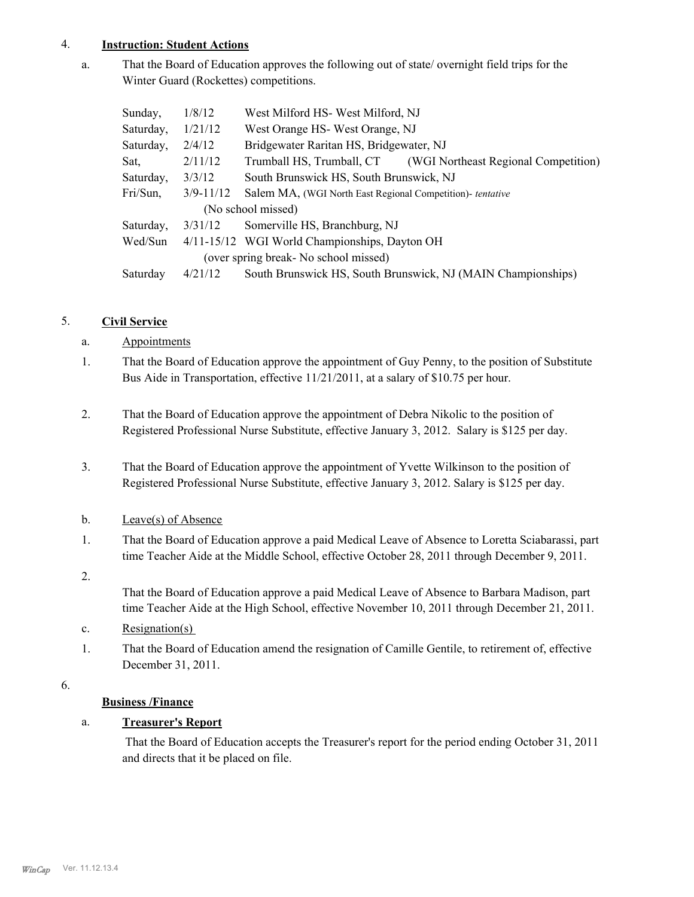4. **Instruction: Student Actions**

a. That the Board of Education approves the following out of state/ overnight field trips for the Winter Guard (Rockettes) competitions.

| | | |
|---|---|---|
| Sunday, | 1/8/12 | West Milford HS- West Milford, NJ |
| Saturday, | 1/21/12 | West Orange HS- West Orange, NJ |
| Saturday, | 2/4/12 | Bridgewater Raritan HS, Bridgewater, NJ |
| Sat, | 2/11/12 | Trumball HS, Trumball, CT (WGI Northeast Regional Competition) |
| Saturday, | 3/3/12 | South Brunswick HS, South Brunswick, NJ |
| Fri/Sun, | 3/9-11/12 | Salem MA, (WGI North East Regional Competition)- *tentative* (No school missed) |
| Saturday, | 3/31/12 | Somerville HS, Branchburg, NJ |
| Wed/Sun | 4/11-15/12 | WGI World Championships, Dayton OH (over spring break- No school missed) |
| Saturday | 4/21/12 | South Brunswick HS, South Brunswick, NJ (MAIN Championships) |

5. **Civil Service**

a. Appointments

1. That the Board of Education approve the appointment of Guy Penny, to the position of Substitute Bus Aide in Transportation, effective 11/21/2011, at a salary of $10.75 per hour.

2. That the Board of Education approve the appointment of Debra Nikolic to the position of Registered Professional Nurse Substitute, effective January 3, 2012. Salary is $125 per day.

3. That the Board of Education approve the appointment of Yvette Wilkinson to the position of Registered Professional Nurse Substitute, effective January 3, 2012. Salary is $125 per day.

b. Leave(s) of Absence

1. That the Board of Education approve a paid Medical Leave of Absence to Loretta Sciabarassi, part time Teacher Aide at the Middle School, effective October 28, 2011 through December 9, 2011.

2. That the Board of Education approve a paid Medical Leave of Absence to Barbara Madison, part time Teacher Aide at the High School, effective November 10, 2011 through December 21, 2011.

c. Resignation(s)

1. That the Board of Education amend the resignation of Camille Gentile, to retirement of, effective December 31, 2011.

6. **Business /Finance**

a. **Treasurer's Report**

That the Board of Education accepts the Treasurer's report for the period ending October 31, 2011 and directs that it be placed on file.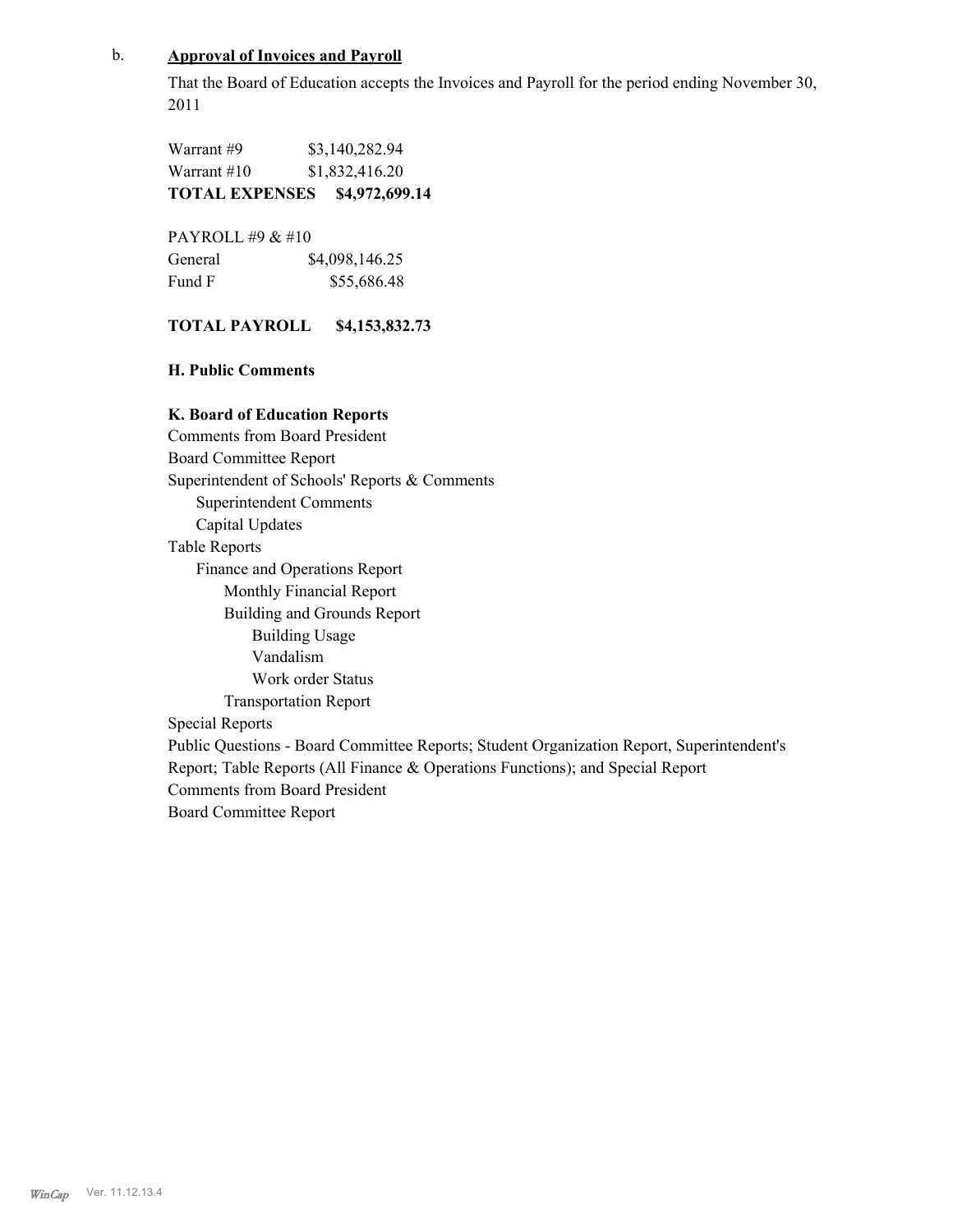b. **Approval of Invoices and Payroll**

That the Board of Education accepts the Invoices and Payroll for the period ending November 30, 2011

| | |
|---|---|
| Warrant #9 | $3,140,282.94 |
| Warrant #10 | $1,832,416.20 |
| **TOTAL EXPENSES** | **$4,972,699.14** |

PAYROLL #9 & #10

| | |
|---|---|
| General | $4,098,146.25 |
| Fund F | $55,686.48 |

**TOTAL PAYROLL $4,153,832.73**

**H. Public Comments**

**K. Board of Education Reports**

Comments from Board President
Board Committee Report
Superintendent of Schools' Reports & Comments
- Superintendent Comments
- Capital Updates

Table Reports
- Finance and Operations Report
  - Monthly Financial Report
  - Building and Grounds Report
    - Building Usage
    - Vandalism
    - Work order Status
  - Transportation Report

Special Reports
Public Questions - Board Committee Reports; Student Organization Report, Superintendent's Report; Table Reports (All Finance & Operations Functions); and Special Report
Comments from Board President
Board Committee Report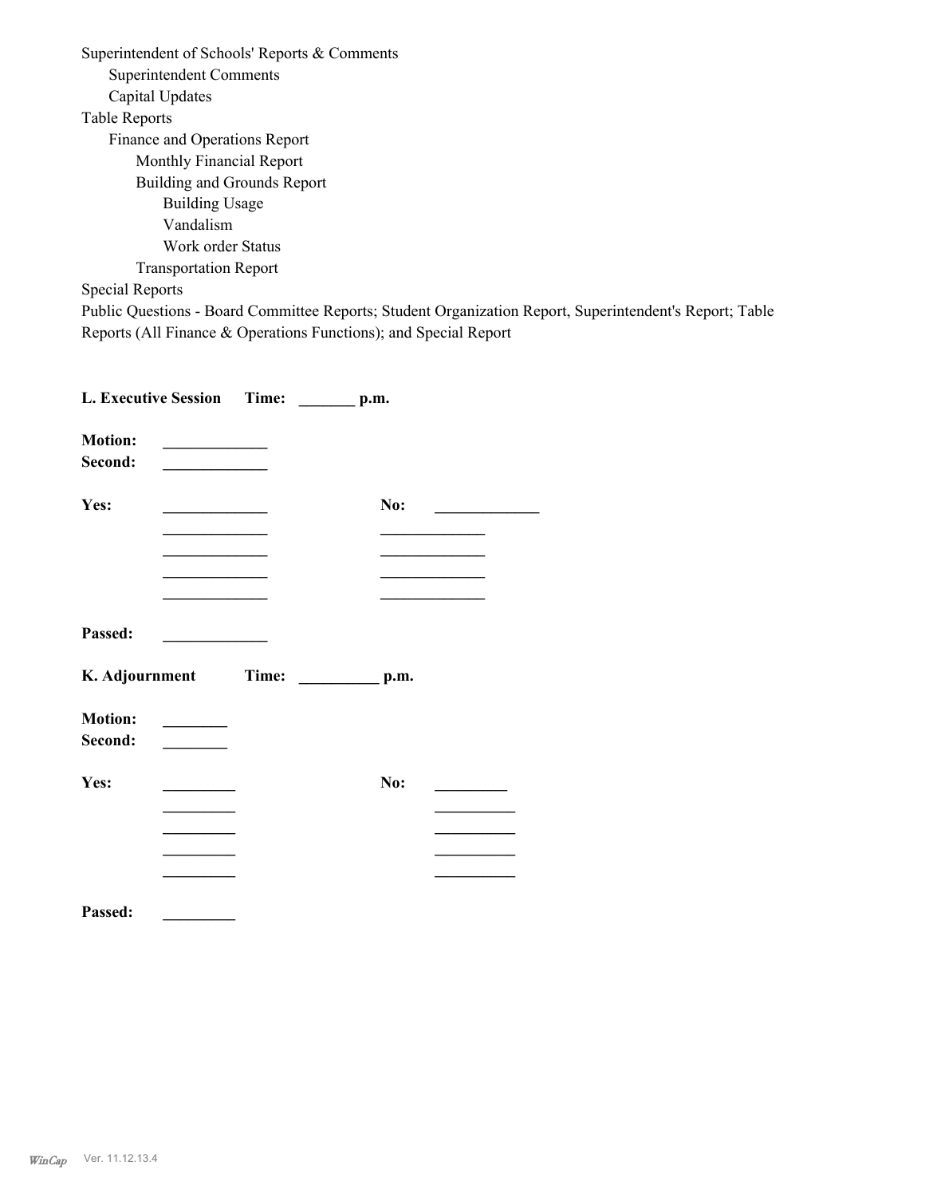Superintendent of Schools' Reports & Comments

- Superintendent Comments
- Capital Updates

Table Reports

- Finance and Operations Report
  - Monthly Financial Report
  - Building and Grounds Report
    - Building Usage
    - Vandalism
    - Work order Status
  - Transportation Report

Special Reports

Public Questions - Board Committee Reports; Student Organization Report, Superintendent's Report; Table Reports (All Finance & Operations Functions); and Special Report

**L. Executive Session Time: _______ p.m.**

**Motion:** _____________
**Second:** _____________

**Yes:** _____________ **No:** _____________
_____________ _____________
_____________ _____________
_____________ _____________
_____________ _____________

**Passed:** _____________

**K. Adjournment Time: __________ p.m.**

**Motion:** ________
**Second:** ________

**Yes:** _________ **No:** _________
_________ __________
_________ __________
_________ __________
_________ __________

**Passed:** _________